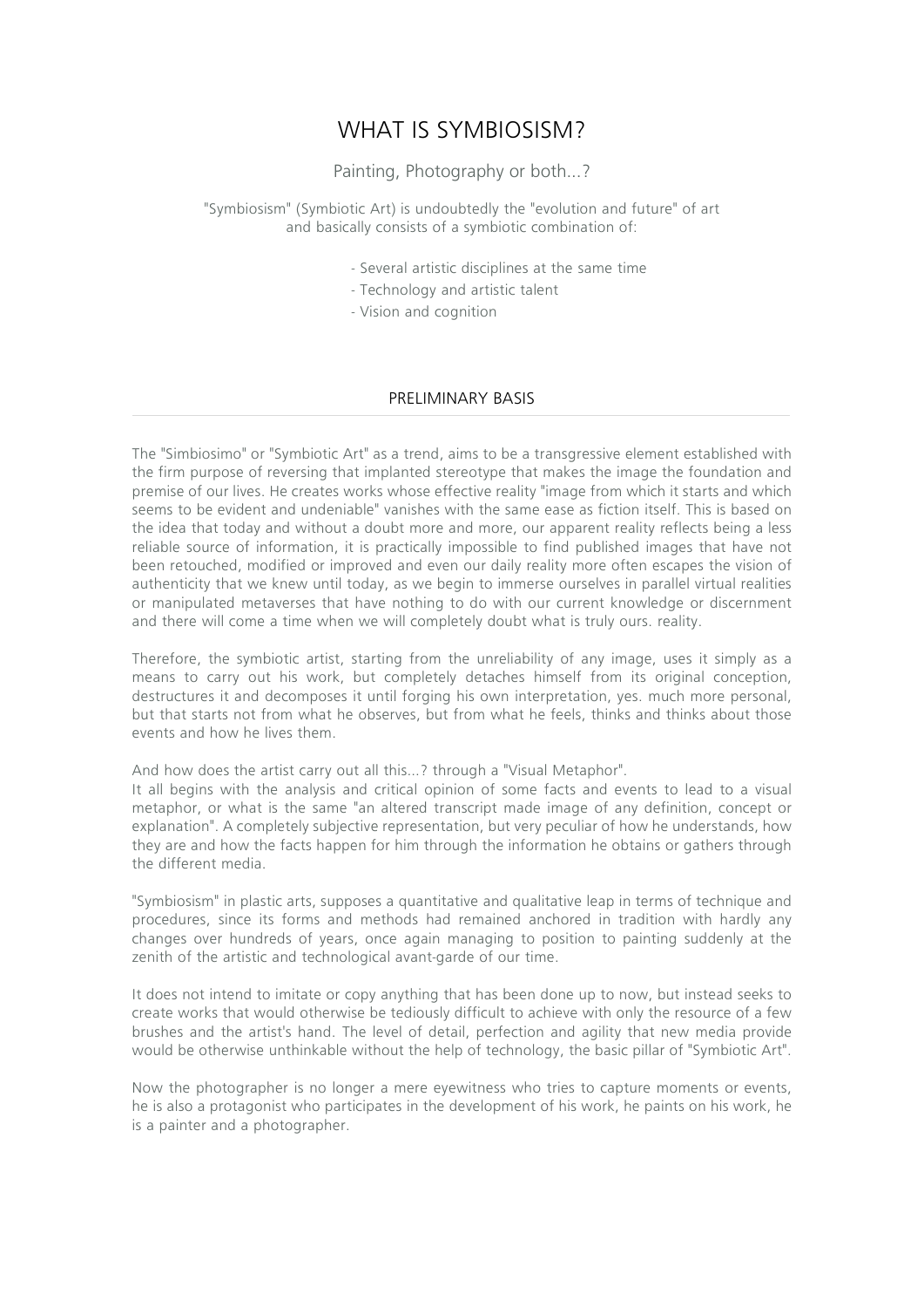# WHAT IS SYMBIOSISM?

Painting, Photography or both...?

"Symbiosism" (Symbiotic Art) is undoubtedly the "evolution and future" of art and basically consists of a symbiotic combination of:

- Several artistic disciplines at the same time
- Technology and artistic talent
- Vision and cognition

## PRELIMINARY BASIS

The "Simbiosimo" or "Symbiotic Art" as a trend, aims to be a transgressive element established with the firm purpose of reversing that implanted stereotype that makes the image the foundation and premise of our lives. He creates works whose effective reality "image from which it starts and which seems to be evident and undeniable" vanishes with the same ease as fiction itself. This is based on the idea that today and without a doubt more and more, our apparent reality reflects being a less reliable source of information, it is practically impossible to find published images that have not been retouched, modified or improved and even our daily reality more often escapes the vision of authenticity that we knew until today, as we begin to immerse ourselves in parallel virtual realities or manipulated metaverses that have nothing to do with our current knowledge or discernment and there will come a time when we will completely doubt what is truly ours. reality.

Therefore, the symbiotic artist, starting from the unreliability of any image, uses it simply as a means to carry out his work, but completely detaches himself from its original conception, destructures it and decomposes it until forging his own interpretation, yes. much more personal, but that starts not from what he observes, but from what he feels, thinks and thinks about those events and how he lives them.

And how does the artist carry out all this...? through a "Visual Metaphor".
It all begins with the analysis and critical opinion of some facts and events to lead to a visual metaphor, or what is the same "an altered transcript made image of any definition, concept or explanation". A completely subjective representation, but very peculiar of how he understands, how they are and how the facts happen for him through the information he obtains or gathers through the different media.

"Symbiosism" in plastic arts, supposes a quantitative and qualitative leap in terms of technique and procedures, since its forms and methods had remained anchored in tradition with hardly any changes over hundreds of years, once again managing to position to painting suddenly at the zenith of the artistic and technological avant-garde of our time.

It does not intend to imitate or copy anything that has been done up to now, but instead seeks to create works that would otherwise be tediously difficult to achieve with only the resource of a few brushes and the artist's hand. The level of detail, perfection and agility that new media provide would be otherwise unthinkable without the help of technology, the basic pillar of "Symbiotic Art".

Now the photographer is no longer a mere eyewitness who tries to capture moments or events, he is also a protagonist who participates in the development of his work, he paints on his work, he is a painter and a photographer.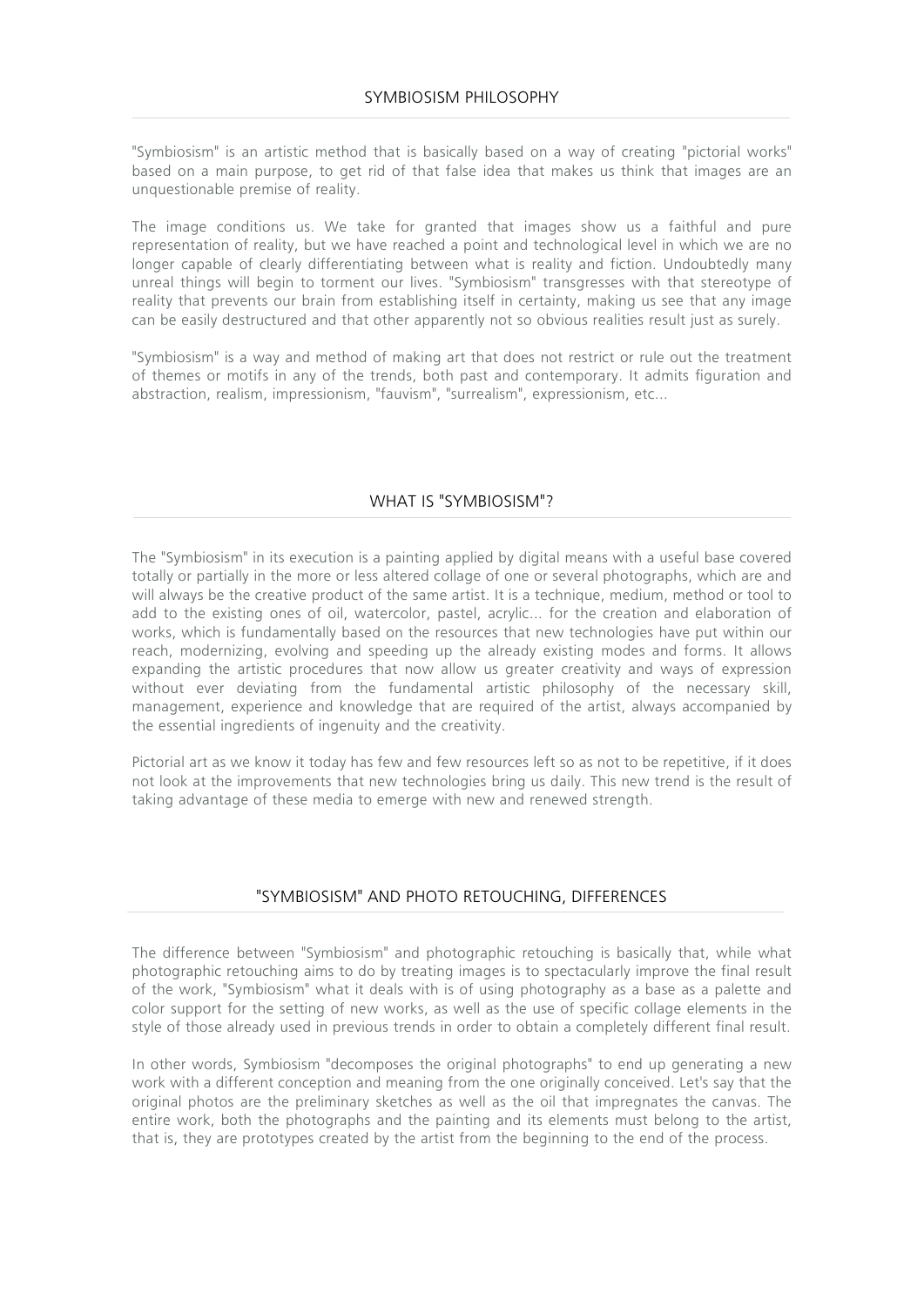## SYMBIOSISM PHILOSOPHY

"Symbiosism" is an artistic method that is basically based on a way of creating "pictorial works" based on a main purpose, to get rid of that false idea that makes us think that images are an unquestionable premise of reality.

The image conditions us. We take for granted that images show us a faithful and pure representation of reality, but we have reached a point and technological level in which we are no longer capable of clearly differentiating between what is reality and fiction. Undoubtedly many unreal things will begin to torment our lives. "Symbiosism" transgresses with that stereotype of reality that prevents our brain from establishing itself in certainty, making us see that any image can be easily destructured and that other apparently not so obvious realities result just as surely.

"Symbiosism" is a way and method of making art that does not restrict or rule out the treatment of themes or motifs in any of the trends, both past and contemporary. It admits figuration and abstraction, realism, impressionism, "fauvism", "surrealism", expressionism, etc...

## WHAT IS "SYMBIOSISM"?

The "Symbiosism" in its execution is a painting applied by digital means with a useful base covered totally or partially in the more or less altered collage of one or several photographs, which are and will always be the creative product of the same artist. It is a technique, medium, method or tool to add to the existing ones of oil, watercolor, pastel, acrylic... for the creation and elaboration of works, which is fundamentally based on the resources that new technologies have put within our reach, modernizing, evolving and speeding up the already existing modes and forms. It allows expanding the artistic procedures that now allow us greater creativity and ways of expression without ever deviating from the fundamental artistic philosophy of the necessary skill, management, experience and knowledge that are required of the artist, always accompanied by the essential ingredients of ingenuity and the creativity.

Pictorial art as we know it today has few and few resources left so as not to be repetitive, if it does not look at the improvements that new technologies bring us daily. This new trend is the result of taking advantage of these media to emerge with new and renewed strength.

## "SYMBIOSISM" AND PHOTO RETOUCHING, DIFFERENCES

The difference between "Symbiosism" and photographic retouching is basically that, while what photographic retouching aims to do by treating images is to spectacularly improve the final result of the work, "Symbiosism" what it deals with is of using photography as a base as a palette and color support for the setting of new works, as well as the use of specific collage elements in the style of those already used in previous trends in order to obtain a completely different final result.

In other words, Symbiosism "decomposes the original photographs" to end up generating a new work with a different conception and meaning from the one originally conceived. Let's say that the original photos are the preliminary sketches as well as the oil that impregnates the canvas. The entire work, both the photographs and the painting and its elements must belong to the artist, that is, they are prototypes created by the artist from the beginning to the end of the process.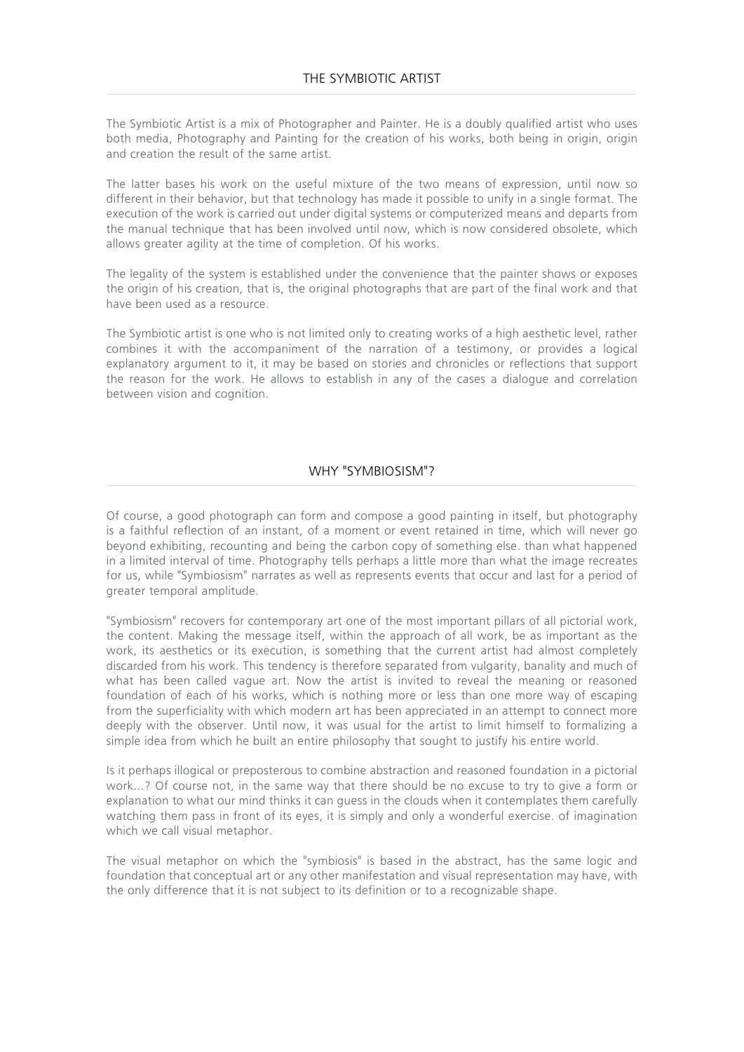## THE SYMBIOTIC ARTIST

The Symbiotic Artist is a mix of Photographer and Painter. He is a doubly qualified artist who uses both media, Photography and Painting for the creation of his works, both being in origin, origin and creation the result of the same artist.

The latter bases his work on the useful mixture of the two means of expression, until now so different in their behavior, but that technology has made it possible to unify in a single format. The execution of the work is carried out under digital systems or computerized means and departs from the manual technique that has been involved until now, which is now considered obsolete, which allows greater agility at the time of completion. Of his works.

The legality of the system is established under the convenience that the painter shows or exposes the origin of his creation, that is, the original photographs that are part of the final work and that have been used as a resource.

The Symbiotic artist is one who is not limited only to creating works of a high aesthetic level, rather combines it with the accompaniment of the narration of a testimony, or provides a logical explanatory argument to it, it may be based on stories and chronicles or reflections that support the reason for the work. He allows to establish in any of the cases a dialogue and correlation between vision and cognition.

## WHY "SYMBIOSISM"?

Of course, a good photograph can form and compose a good painting in itself, but photography is a faithful reflection of an instant, of a moment or event retained in time, which will never go beyond exhibiting, recounting and being the carbon copy of something else. than what happened in a limited interval of time. Photography tells perhaps a little more than what the image recreates for us, while "Symbiosism" narrates as well as represents events that occur and last for a period of greater temporal amplitude.

"Symbiosism" recovers for contemporary art one of the most important pillars of all pictorial work, the content. Making the message itself, within the approach of all work, be as important as the work, its aesthetics or its execution, is something that the current artist had almost completely discarded from his work. This tendency is therefore separated from vulgarity, banality and much of what has been called vague art. Now the artist is invited to reveal the meaning or reasoned foundation of each of his works, which is nothing more or less than one more way of escaping from the superficiality with which modern art has been appreciated in an attempt to connect more deeply with the observer. Until now, it was usual for the artist to limit himself to formalizing a simple idea from which he built an entire philosophy that sought to justify his entire world.

Is it perhaps illogical or preposterous to combine abstraction and reasoned foundation in a pictorial work...? Of course not, in the same way that there should be no excuse to try to give a form or explanation to what our mind thinks it can guess in the clouds when it contemplates them carefully watching them pass in front of its eyes, it is simply and only a wonderful exercise. of imagination which we call visual metaphor.

The visual metaphor on which the "symbiosis" is based in the abstract, has the same logic and foundation that conceptual art or any other manifestation and visual representation may have, with the only difference that it is not subject to its definition or to a recognizable shape.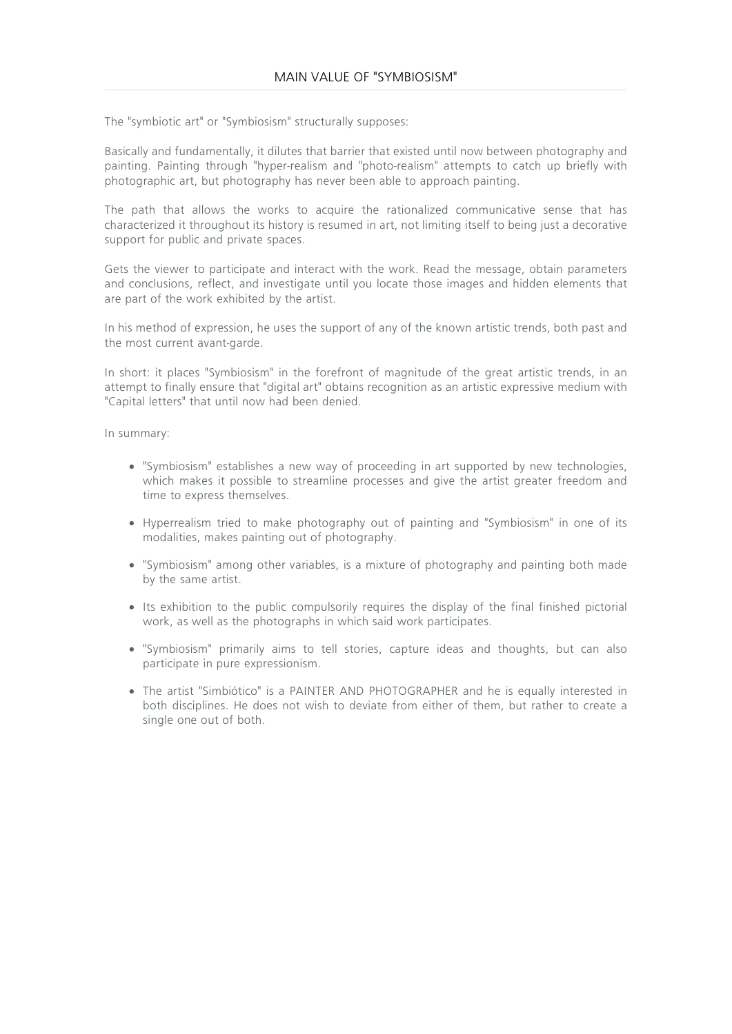## MAIN VALUE OF "SYMBIOSISM"

The "symbiotic art" or "Symbiosism" structurally supposes:

Basically and fundamentally, it dilutes that barrier that existed until now between photography and painting. Painting through "hyper-realism and "photo-realism" attempts to catch up briefly with photographic art, but photography has never been able to approach painting.

The path that allows the works to acquire the rationalized communicative sense that has characterized it throughout its history is resumed in art, not limiting itself to being just a decorative support for public and private spaces.

Gets the viewer to participate and interact with the work. Read the message, obtain parameters and conclusions, reflect, and investigate until you locate those images and hidden elements that are part of the work exhibited by the artist.

In his method of expression, he uses the support of any of the known artistic trends, both past and the most current avant-garde.

In short: it places "Symbiosism" in the forefront of magnitude of the great artistic trends, in an attempt to finally ensure that "digital art" obtains recognition as an artistic expressive medium with "Capital letters" that until now had been denied.

In summary:

- "Symbiosism" establishes a new way of proceeding in art supported by new technologies, which makes it possible to streamline processes and give the artist greater freedom and time to express themselves.
- Hyperrealism tried to make photography out of painting and "Symbiosism" in one of its modalities, makes painting out of photography.
- "Symbiosism" among other variables, is a mixture of photography and painting both made by the same artist.
- Its exhibition to the public compulsorily requires the display of the final finished pictorial work, as well as the photographs in which said work participates.
- "Symbiosism" primarily aims to tell stories, capture ideas and thoughts, but can also participate in pure expressionism.
- The artist "Simbiótico" is a PAINTER AND PHOTOGRAPHER and he is equally interested in both disciplines. He does not wish to deviate from either of them, but rather to create a single one out of both.